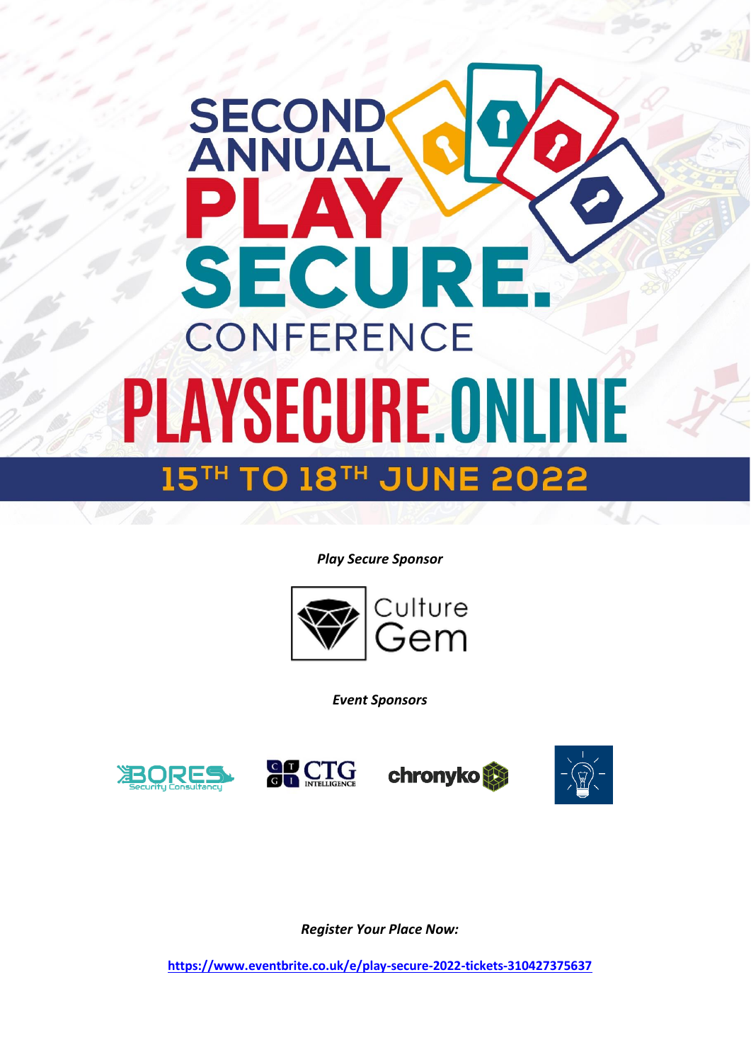# SECOND ANNUAL PLAY SECURE. CONFERENCE

# PLAYSECURE.ONLINE

## 15TH TO 18TH JUNE 2022

***Play Secure Sponsor***

Culture Gem

***Event Sponsors***

BORES Security Consultancy

CTG Intelligence

chronyko

***Register Your Place Now:***

**https://www.eventbrite.co.uk/e/play-secure-2022-tickets-310427375637**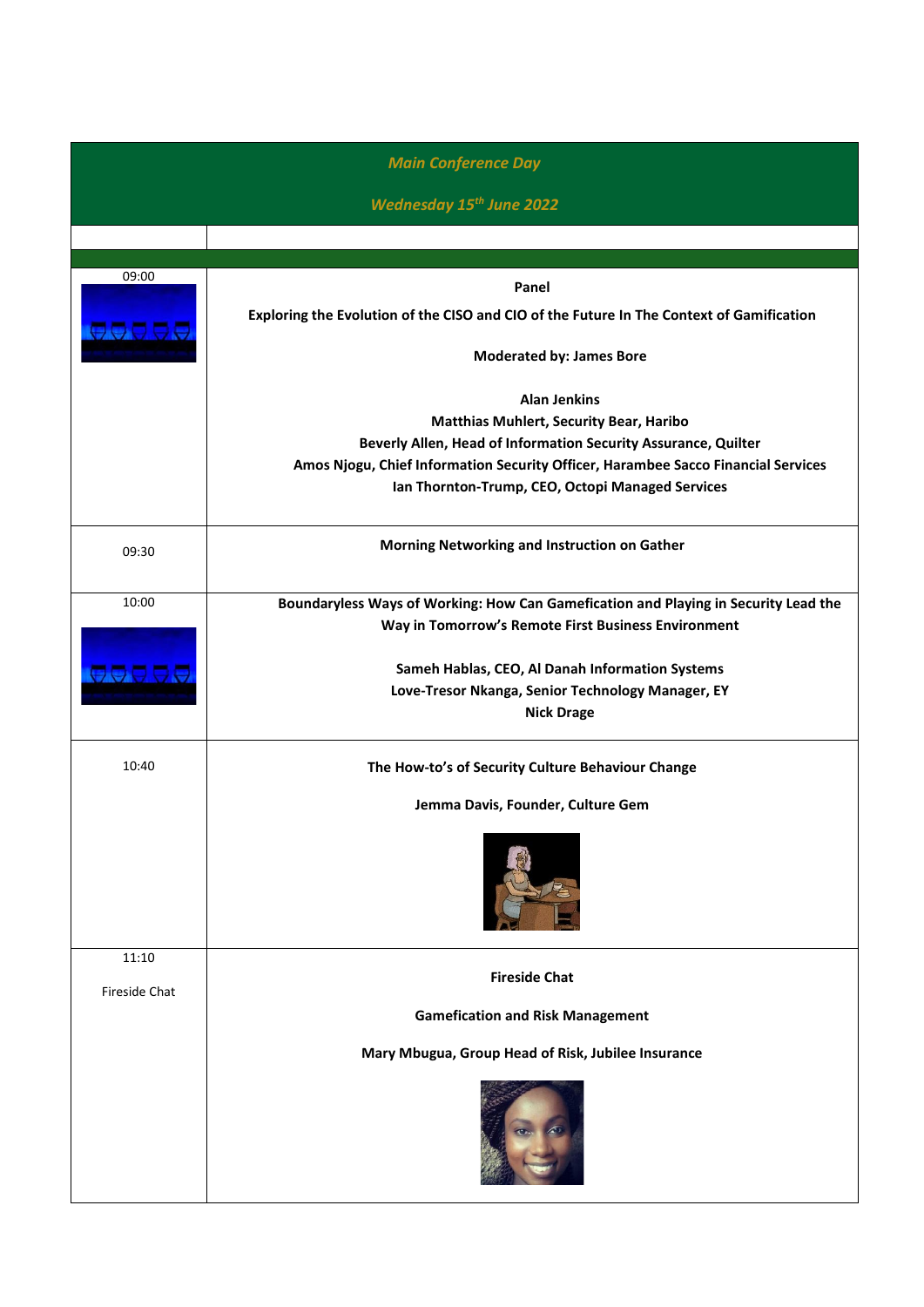| *Main Conference Day* <br> *Wednesday 15th June 2022* | |
|---|---|
| | |
| | |
| 09:00 | **Panel** <br> **Exploring the Evolution of the CISO and CIO of the Future In The Context of Gamification** <br> **Moderated by: James Bore** <br> **Alan Jenkins** <br> **Matthias Muhlert, Security Bear, Haribo** <br> **Beverly Allen, Head of Information Security Assurance, Quilter** <br> **Amos Njogu, Chief Information Security Officer, Harambee Sacco Financial Services** <br> **Ian Thornton-Trump, CEO, Octopi Managed Services** |
| 09:30 | **Morning Networking and Instruction on Gather** |
| 10:00 | **Boundaryless Ways of Working: How Can Gamefication and Playing in Security Lead the Way in Tomorrow's Remote First Business Environment** <br> **Sameh Hablas, CEO, Al Danah Information Systems** <br> **Love-Tresor Nkanga, Senior Technology Manager, EY** <br> **Nick Drage** |
| 10:40 | **The How-to's of Security Culture Behaviour Change** <br> **Jemma Davis, Founder, Culture Gem** |
| 11:10 <br> Fireside Chat | **Fireside Chat** <br> **Gamefication and Risk Management** <br> **Mary Mbugua, Group Head of Risk, Jubilee Insurance** |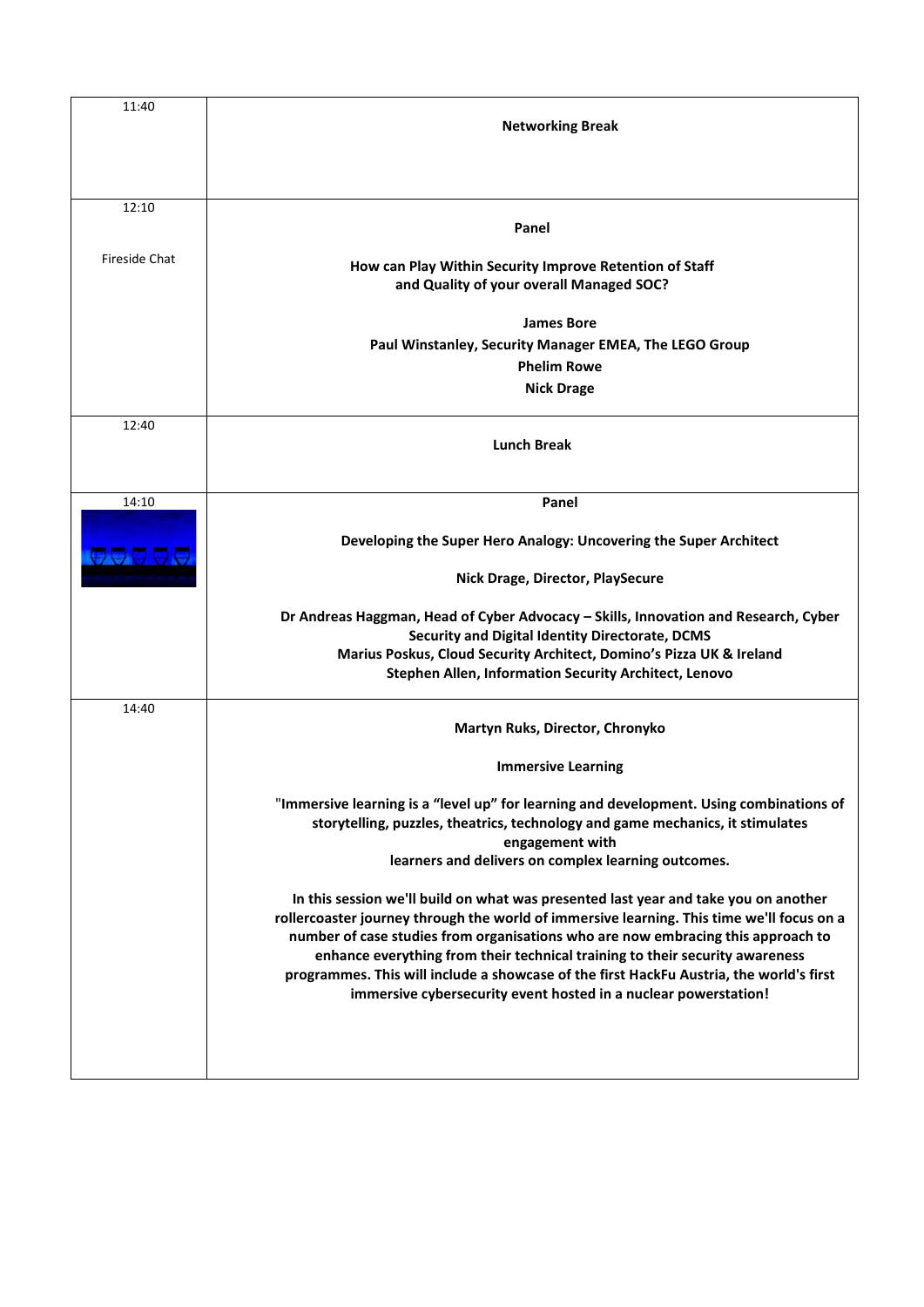| | |
|---|---|
| 11:40 | **Networking Break** |
| 12:10<br><br>Fireside Chat | **Panel**<br><br>**How can Play Within Security Improve Retention of Staff and Quality of your overall Managed SOC?**<br><br>**James Bore**<br>**Paul Winstanley, Security Manager EMEA, The LEGO Group**<br>**Phelim Rowe**<br>**Nick Drage** |
| 12:40 | **Lunch Break** |
| 14:10 | **Panel**<br><br>**Developing the Super Hero Analogy: Uncovering the Super Architect**<br><br>**Nick Drage, Director, PlaySecure**<br><br>**Dr Andreas Haggman, Head of Cyber Advocacy – Skills, Innovation and Research, Cyber Security and Digital Identity Directorate, DCMS**<br>**Marius Poskus, Cloud Security Architect, Domino's Pizza UK & Ireland**<br>**Stephen Allen, Information Security Architect, Lenovo** |
| 14:40 | **Martyn Ruks, Director, Chronyko**<br><br>**Immersive Learning**<br><br>**"Immersive learning is a "level up" for learning and development. Using combinations of storytelling, puzzles, theatrics, technology and game mechanics, it stimulates engagement with learners and delivers on complex learning outcomes.**<br><br>**In this session we'll build on what was presented last year and take you on another rollercoaster journey through the world of immersive learning. This time we'll focus on a number of case studies from organisations who are now embracing this approach to enhance everything from their technical training to their security awareness programmes. This will include a showcase of the first HackFu Austria, the world's first immersive cybersecurity event hosted in a nuclear powerstation!** |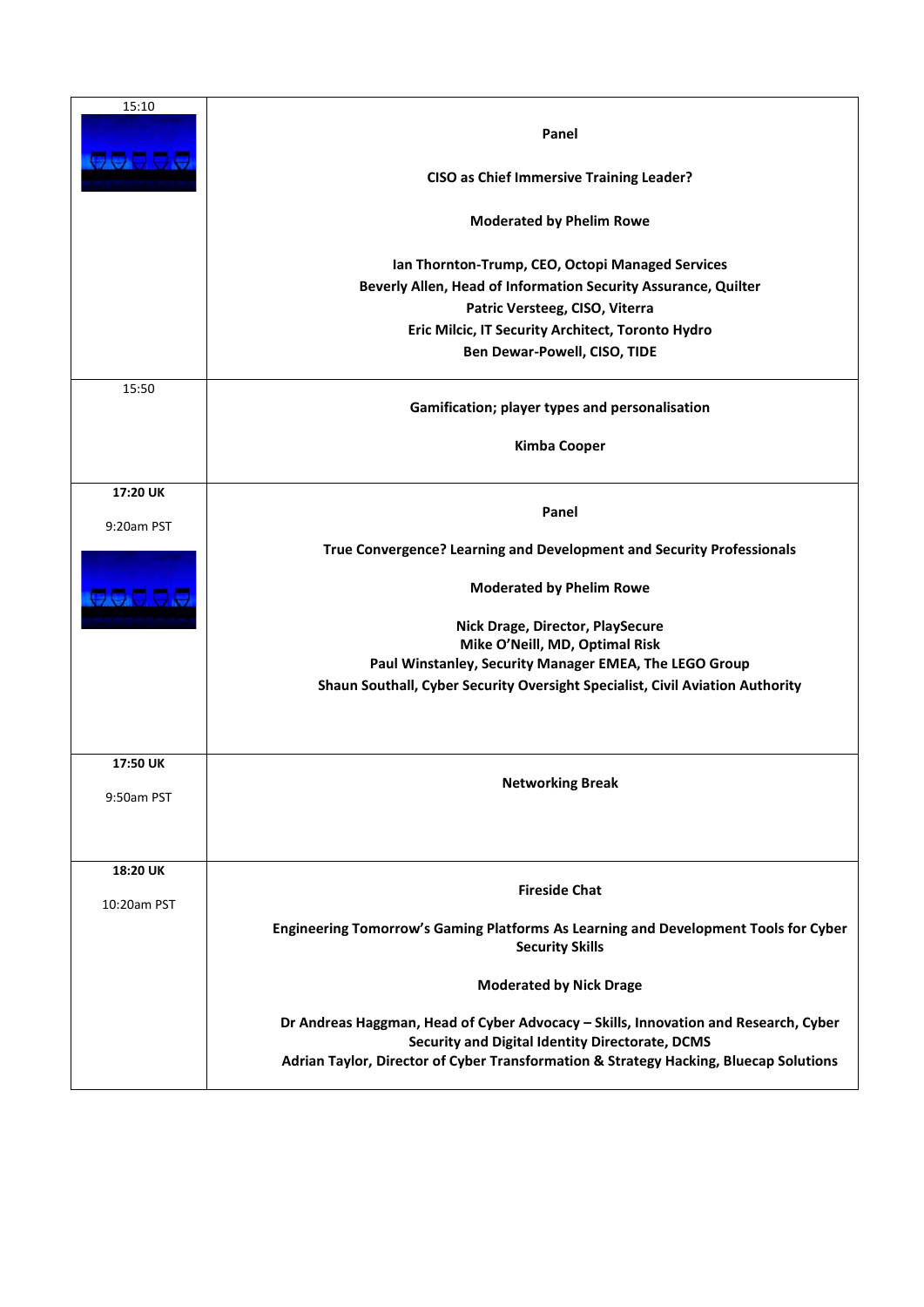| | |
|---|---|
| 15:10 | **Panel**<br><br>**CISO as Chief Immersive Training Leader?**<br><br>**Moderated by Phelim Rowe**<br><br>**Ian Thornton-Trump, CEO, Octopi Managed Services**<br>**Beverly Allen, Head of Information Security Assurance, Quilter**<br>**Patric Versteeg, CISO, Viterra**<br>**Eric Milcic, IT Security Architect, Toronto Hydro**<br>**Ben Dewar-Powell, CISO, TIDE** |
| 15:50 | **Gamification; player types and personalisation**<br><br>**Kimba Cooper** |
| **17:20 UK**<br><br>9:20am PST | **Panel**<br><br>**True Convergence? Learning and Development and Security Professionals**<br><br>**Moderated by Phelim Rowe**<br><br>**Nick Drage, Director, PlaySecure**<br>**Mike O'Neill, MD, Optimal Risk**<br>**Paul Winstanley, Security Manager EMEA, The LEGO Group**<br>**Shaun Southall, Cyber Security Oversight Specialist, Civil Aviation Authority** |
| **17:50 UK**<br><br>9:50am PST | **Networking Break** |
| **18:20 UK**<br><br>10:20am PST | **Fireside Chat**<br><br>**Engineering Tomorrow's Gaming Platforms As Learning and Development Tools for Cyber Security Skills**<br><br>**Moderated by Nick Drage**<br><br>**Dr Andreas Haggman, Head of Cyber Advocacy – Skills, Innovation and Research, Cyber Security and Digital Identity Directorate, DCMS**<br>**Adrian Taylor, Director of Cyber Transformation & Strategy Hacking, Bluecap Solutions** |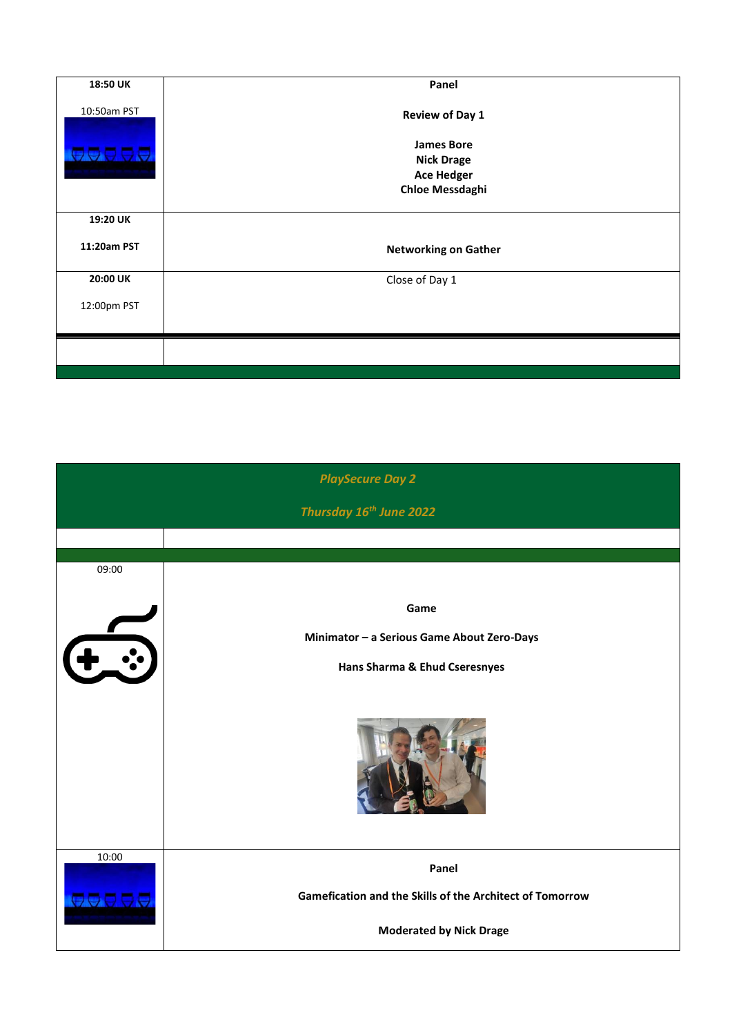| | |
|---|---|
| **18:50 UK**<br><br>10:50am PST | **Panel**<br><br>**Review of Day 1**<br><br>**James Bore**<br>**Nick Drage**<br>**Ace Hedger**<br>**Chloe Messdaghi** |
| **19:20 UK**<br><br>**11:20am PST** | **Networking on Gather** |
| **20:00 UK**<br><br>12:00pm PST | Close of Day 1 |
| | |

## *PlaySecure Day 2*

## *Thursday 16th June 2022*

| | |
|---|---|
| | |
| 09:00 | **Game**<br><br>**Minimator – a Serious Game About Zero-Days**<br><br>**Hans Sharma & Ehud Cseresnyes** |
| 10:00 | **Panel**<br><br>**Gamefication and the Skills of the Architect of Tomorrow**<br><br>**Moderated by Nick Drage** |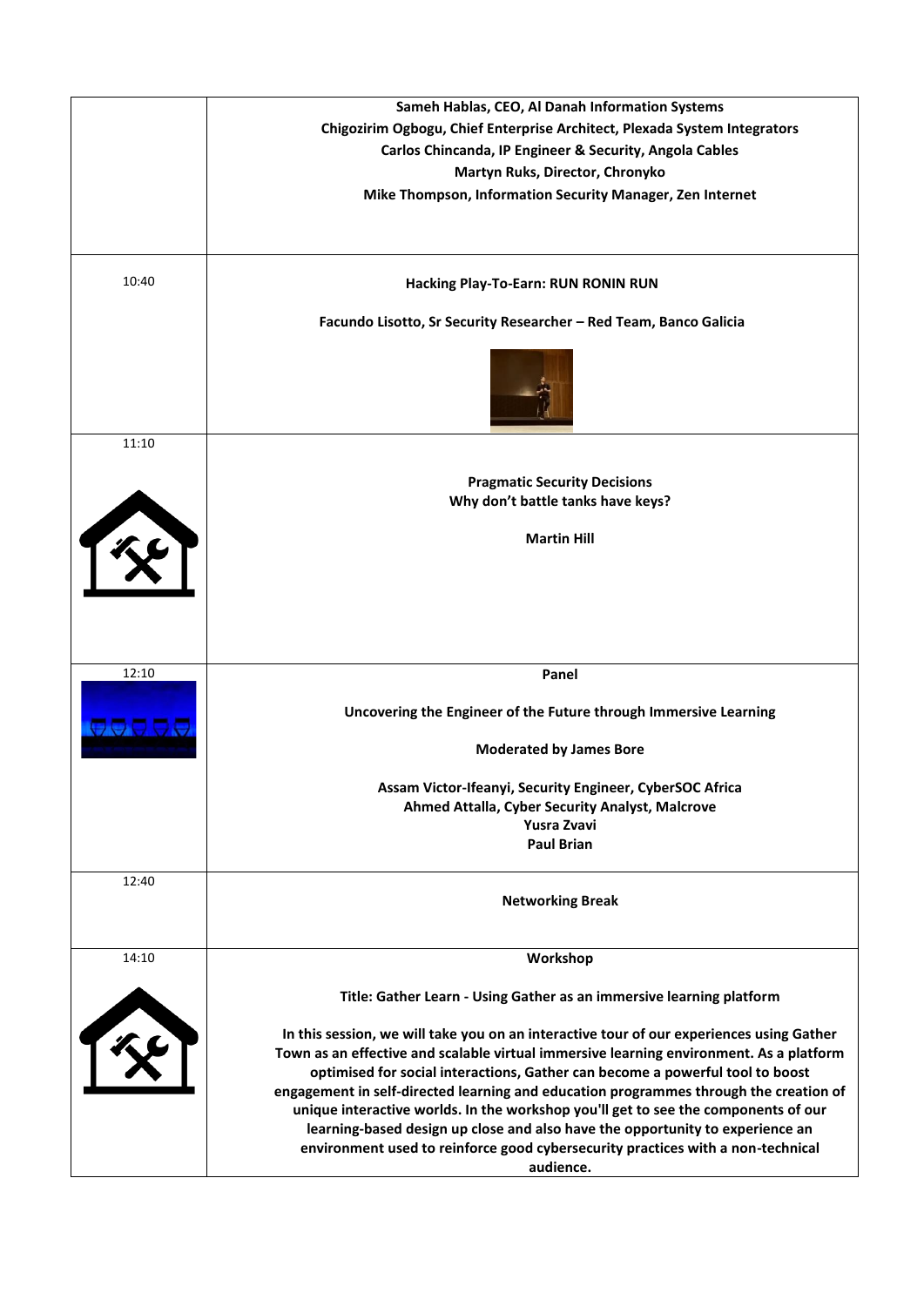| | |
|---|---|
| | **Sameh Hablas, CEO, Al Danah Information Systems**<br>**Chigozirim Ogbogu, Chief Enterprise Architect, Plexada System Integrators**<br>**Carlos Chincanda, IP Engineer & Security, Angola Cables**<br>**Martyn Ruks, Director, Chronyko**<br>**Mike Thompson, Information Security Manager, Zen Internet** |
| 10:40 | **Hacking Play-To-Earn: RUN RONIN RUN**<br><br>**Facundo Lisotto, Sr Security Researcher – Red Team, Banco Galicia** |
| 11:10 | **Pragmatic Security Decisions**<br>**Why don't battle tanks have keys?**<br><br>**Martin Hill** |
| 12:10 | **Panel**<br><br>**Uncovering the Engineer of the Future through Immersive Learning**<br><br>**Moderated by James Bore**<br><br>**Assam Victor-Ifeanyi, Security Engineer, CyberSOC Africa**<br>**Ahmed Attalla, Cyber Security Analyst, Malcrove**<br>**Yusra Zvavi**<br>**Paul Brian** |
| 12:40 | **Networking Break** |
| 14:10 | **Workshop**<br><br>**Title: Gather Learn - Using Gather as an immersive learning platform**<br><br>**In this session, we will take you on an interactive tour of our experiences using Gather Town as an effective and scalable virtual immersive learning environment. As a platform optimised for social interactions, Gather can become a powerful tool to boost engagement in self-directed learning and education programmes through the creation of unique interactive worlds. In the workshop you'll get to see the components of our learning-based design up close and also have the opportunity to experience an environment used to reinforce good cybersecurity practices with a non-technical audience.** |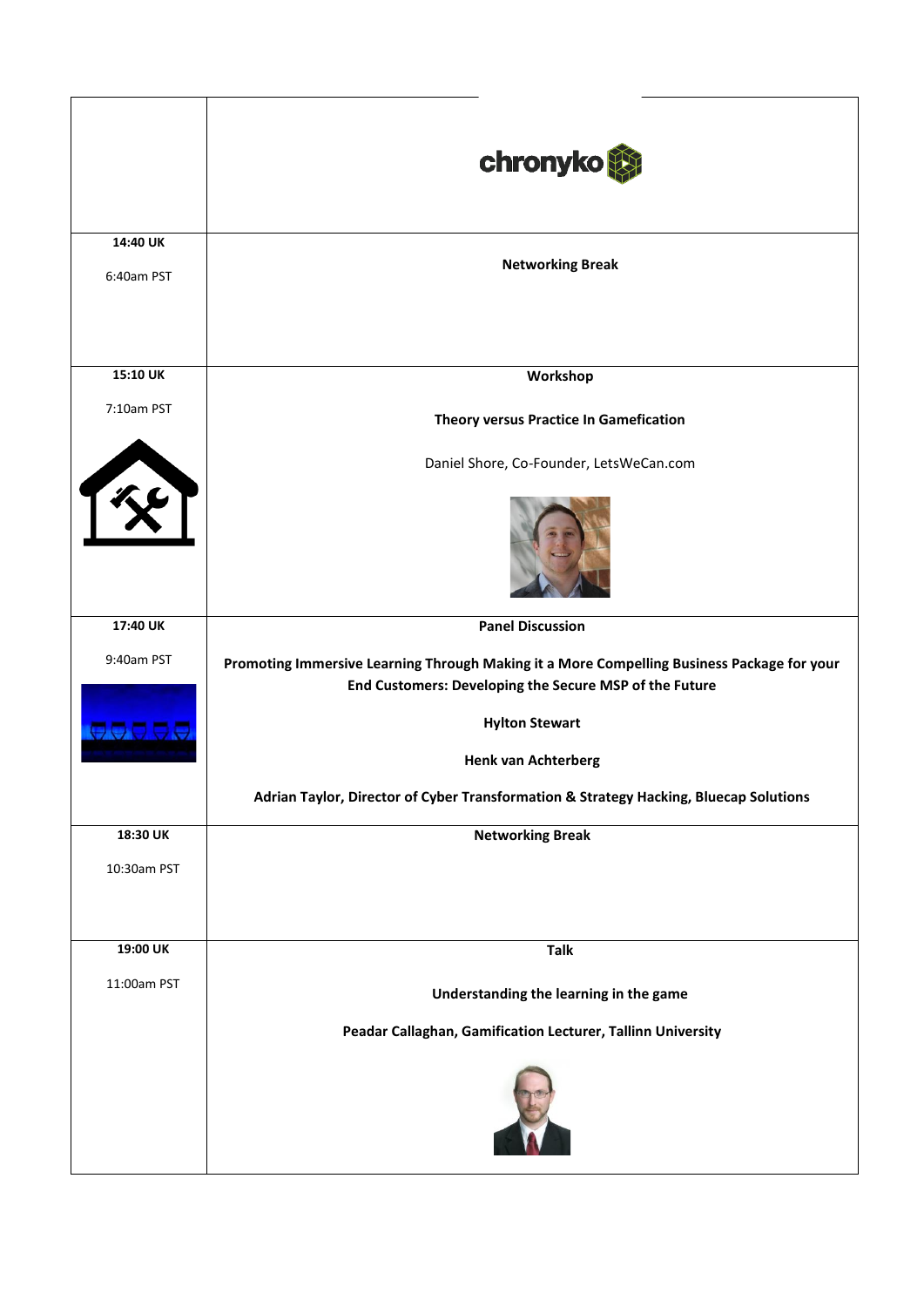| | chronyko |
|---|---|
| **14:40 UK**<br><br>6:40am PST | **Networking Break** |
| **15:10 UK**<br><br>7:10am PST | **Workshop**<br><br>**Theory versus Practice In Gamefication**<br><br>Daniel Shore, Co-Founder, LetsWeCan.com |
| **17:40 UK**<br><br>9:40am PST | **Panel Discussion**<br><br>**Promoting Immersive Learning Through Making it a More Compelling Business Package for your End Customers: Developing the Secure MSP of the Future**<br><br>**Hylton Stewart**<br><br>**Henk van Achterberg**<br><br>**Adrian Taylor, Director of Cyber Transformation & Strategy Hacking, Bluecap Solutions** |
| **18:30 UK**<br><br>10:30am PST | **Networking Break** |
| **19:00 UK**<br><br>11:00am PST | **Talk**<br><br>**Understanding the learning in the game**<br><br>**Peadar Callaghan, Gamification Lecturer, Tallinn University** |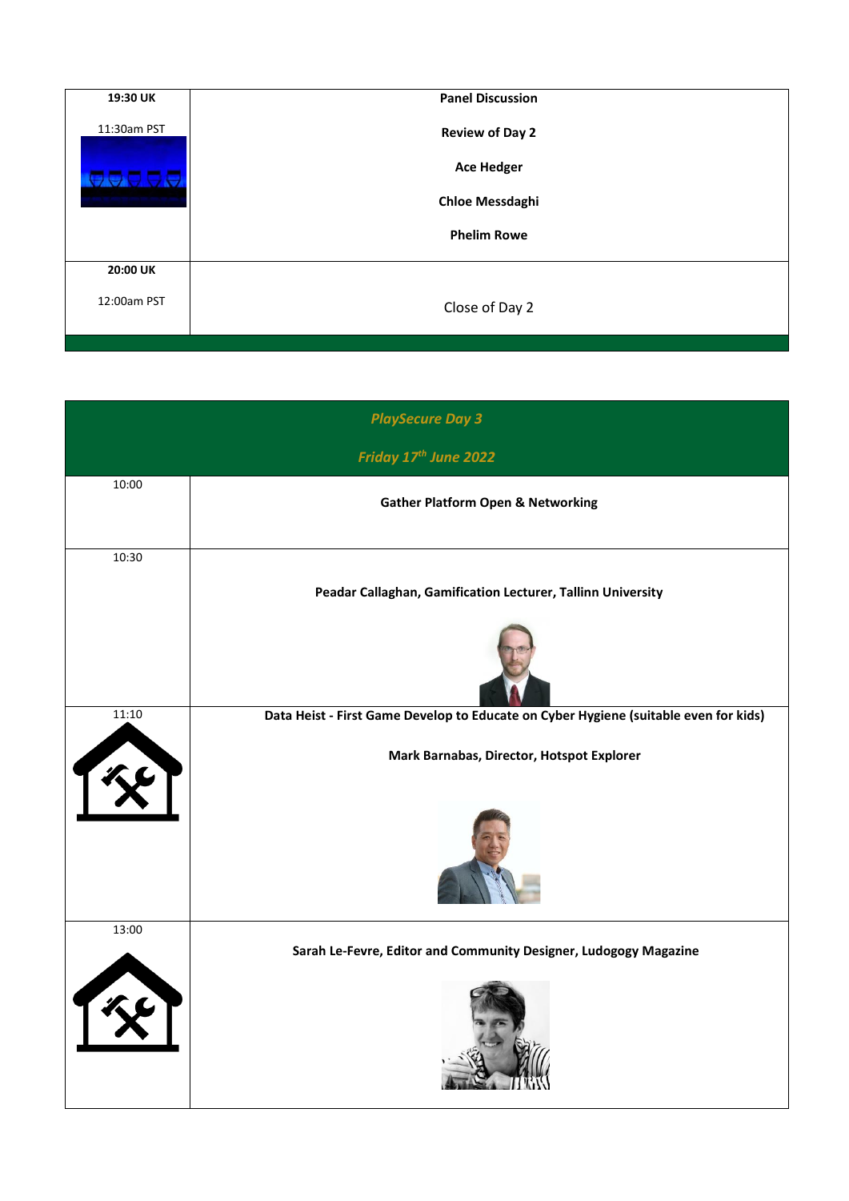| | |
|---|---|
| **19:30 UK**<br><br>11:30am PST | **Panel Discussion**<br><br>**Review of Day 2**<br><br>**Ace Hedger**<br><br>**Chloe Messdaghi**<br><br>**Phelim Rowe** |
| **20:00 UK**<br><br>12:00am PST | Close of Day 2 |

| *PlaySecure Day 3*<br><br>*Friday 17th June 2022* | |
|---|---|
| 10:00 | **Gather Platform Open & Networking** |
| 10:30 | **Peadar Callaghan, Gamification Lecturer, Tallinn University** |
| 11:10 | **Data Heist - First Game Develop to Educate on Cyber Hygiene (suitable even for kids)**<br><br>**Mark Barnabas, Director, Hotspot Explorer** |
| 13:00 | **Sarah Le-Fevre, Editor and Community Designer, Ludogogy Magazine** |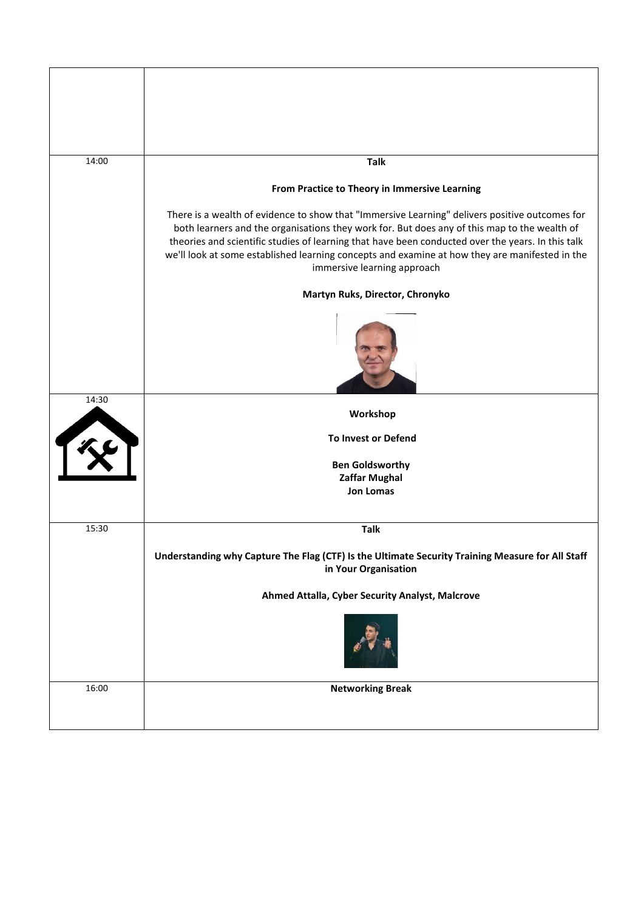| | |
|---|---|
| | |
| 14:00 | **Talk**<br><br>**From Practice to Theory in Immersive Learning**<br><br>There is a wealth of evidence to show that "Immersive Learning" delivers positive outcomes for both learners and the organisations they work for. But does any of this map to the wealth of theories and scientific studies of learning that have been conducted over the years. In this talk we'll look at some established learning concepts and examine at how they are manifested in the immersive learning approach<br><br>**Martyn Ruks, Director, Chronyko** |
| 14:30 | **Workshop**<br><br>**To Invest or Defend**<br><br>**Ben Goldsworthy**<br>**Zaffar Mughal**<br>**Jon Lomas** |
| 15:30 | **Talk**<br><br>**Understanding why Capture The Flag (CTF) Is the Ultimate Security Training Measure for All Staff in Your Organisation**<br><br>**Ahmed Attalla, Cyber Security Analyst, Malcrove** |
| 16:00 | **Networking Break** |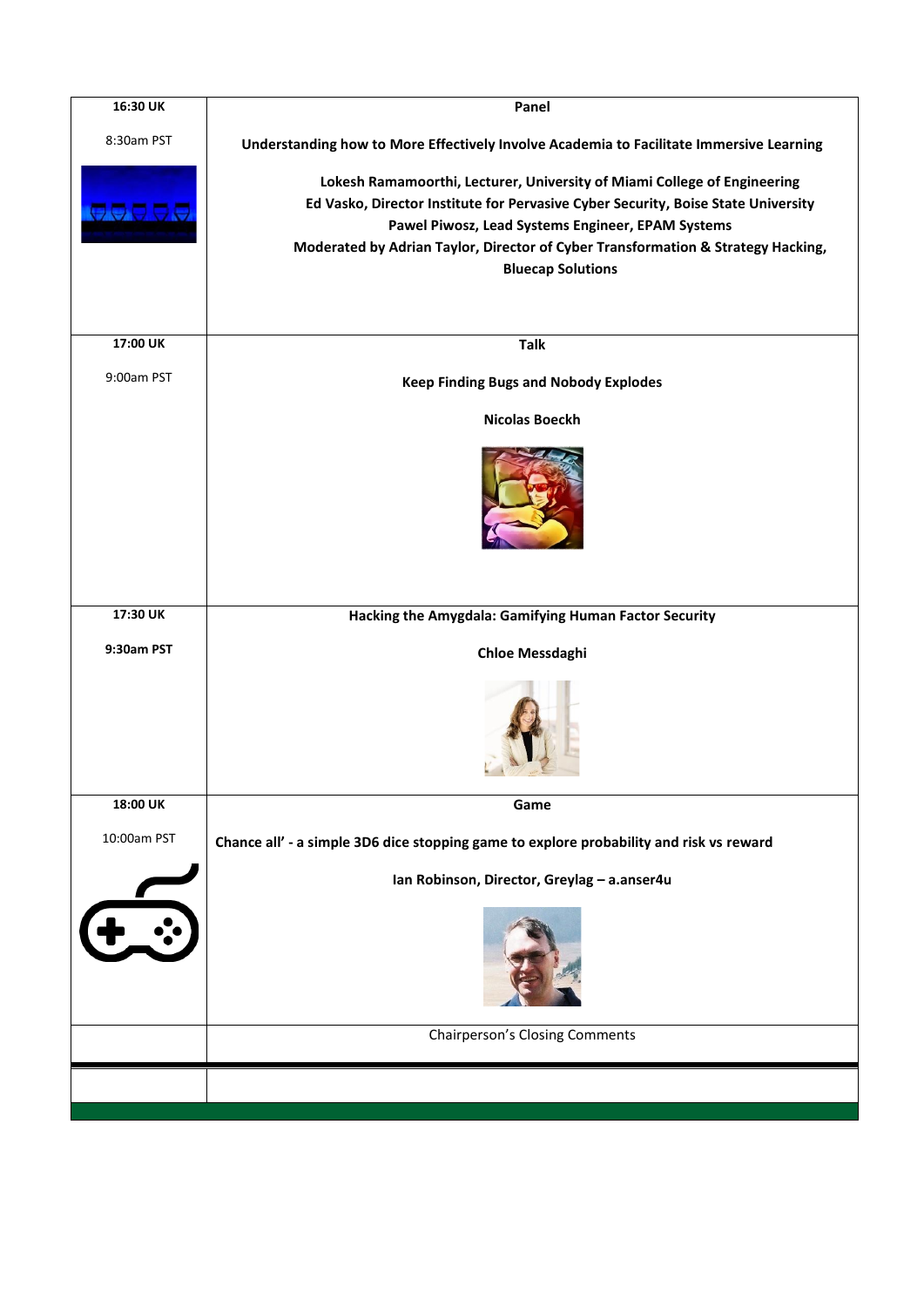| 16:30 UK<br><br>8:30am PST | **Panel**<br><br>**Understanding how to More Effectively Involve Academia to Facilitate Immersive Learning**<br><br>**Lokesh Ramamoorthi, Lecturer, University of Miami College of Engineering**<br>**Ed Vasko, Director Institute for Pervasive Cyber Security, Boise State University**<br>**Pawel Piwosz, Lead Systems Engineer, EPAM Systems**<br>**Moderated by Adrian Taylor, Director of Cyber Transformation & Strategy Hacking, Bluecap Solutions** |
|---|---|
| **17:00 UK**<br><br>9:00am PST | **Talk**<br><br>**Keep Finding Bugs and Nobody Explodes**<br><br>**Nicolas Boeckh** |
| **17:30 UK**<br><br>**9:30am PST** | **Hacking the Amygdala: Gamifying Human Factor Security**<br><br>**Chloe Messdaghi** |
| **18:00 UK**<br><br>10:00am PST | **Game**<br><br>**Chance all' - a simple 3D6 dice stopping game to explore probability and risk vs reward**<br><br>**Ian Robinson, Director, Greylag – a.anser4u** |
| | Chairperson's Closing Comments |
| | |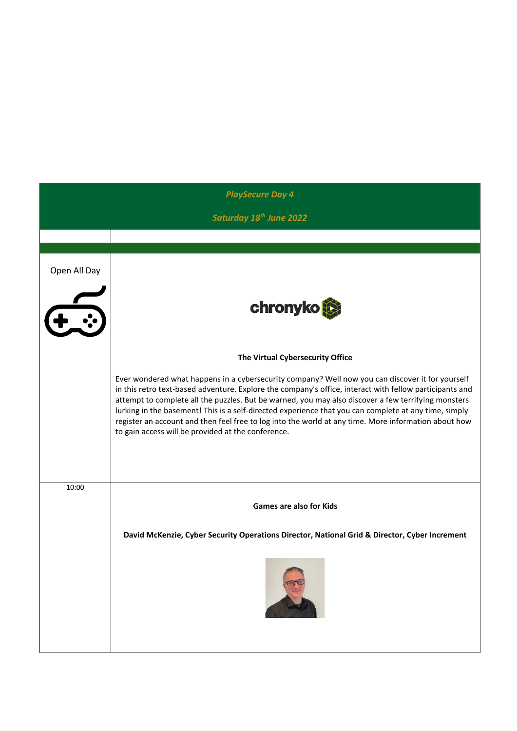| *PlaySecure Day 4* | |
|---|---|
| *Saturday 18th June 2022* | |
| | |
| | |
| Open All Day | chronyko<br><br>**The Virtual Cybersecurity Office**<br><br>Ever wondered what happens in a cybersecurity company? Well now you can discover it for yourself in this retro text-based adventure. Explore the company's office, interact with fellow participants and attempt to complete all the puzzles. But be warned, you may also discover a few terrifying monsters lurking in the basement! This is a self-directed experience that you can complete at any time, simply register an account and then feel free to log into the world at any time. More information about how to gain access will be provided at the conference. |
| 10:00 | **Games are also for Kids**<br><br>**David McKenzie, Cyber Security Operations Director, National Grid & Director, Cyber Increment** |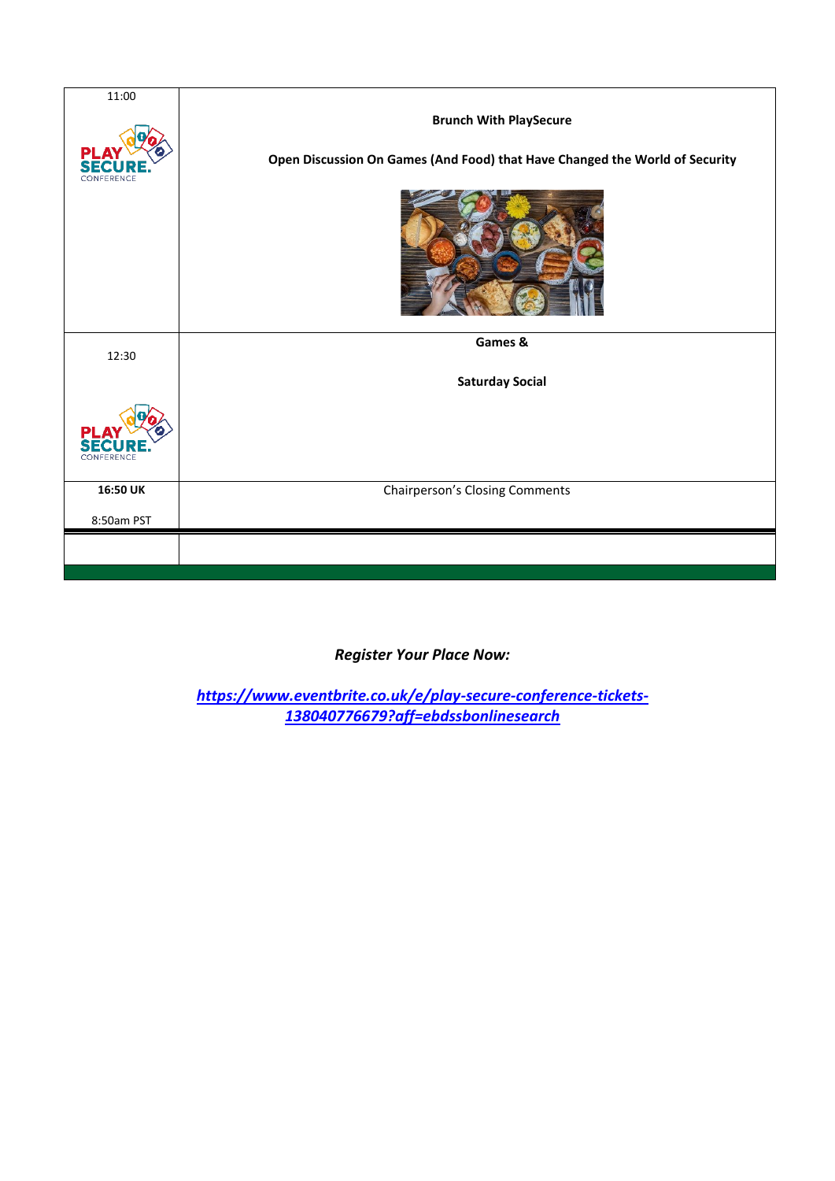| | |
|---|---|
| 11:00 | **Brunch With PlaySecure**<br><br>**Open Discussion On Games (And Food) that Have Changed the World of Security** |
| 12:30 | **Games &**<br><br>**Saturday Social** |
| **16:50 UK**<br><br>8:50am PST | Chairperson's Closing Comments |
| | |

***Register Your Place Now:***

***https://www.eventbrite.co.uk/e/play-secure-conference-tickets-138040776679?aff=ebdssbonlinesearch***